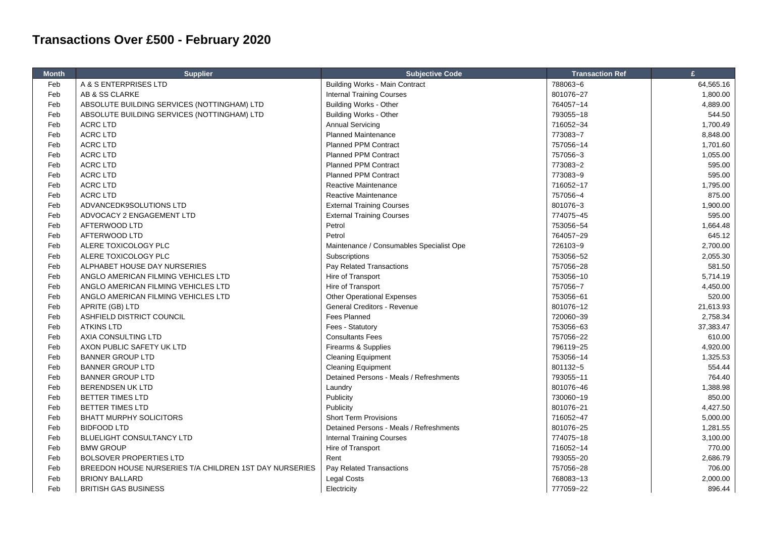# Transactions Over £500 - February 2020

| Month | Supplier | Subjective Code | Transaction Ref | £ |
|---|---|---|---|---|
| Feb | A & S ENTERPRISES LTD | Building Works - Main Contract | 788063~6 | 64,565.16 |
| Feb | AB & SS CLARKE | Internal Training Courses | 801076~27 | 1,800.00 |
| Feb | ABSOLUTE BUILDING SERVICES (NOTTINGHAM) LTD | Building Works - Other | 764057~14 | 4,889.00 |
| Feb | ABSOLUTE BUILDING SERVICES (NOTTINGHAM) LTD | Building Works - Other | 793055~18 | 544.50 |
| Feb | ACRC LTD | Annual Servicing | 716052~34 | 1,700.49 |
| Feb | ACRC LTD | Planned Maintenance | 773083~7 | 8,848.00 |
| Feb | ACRC LTD | Planned PPM Contract | 757056~14 | 1,701.60 |
| Feb | ACRC LTD | Planned PPM Contract | 757056~3 | 1,055.00 |
| Feb | ACRC LTD | Planned PPM Contract | 773083~2 | 595.00 |
| Feb | ACRC LTD | Planned PPM Contract | 773083~9 | 595.00 |
| Feb | ACRC LTD | Reactive Maintenance | 716052~17 | 1,795.00 |
| Feb | ACRC LTD | Reactive Maintenance | 757056~4 | 875.00 |
| Feb | ADVANCEDK9SOLUTIONS LTD | External Training Courses | 801076~3 | 1,900.00 |
| Feb | ADVOCACY 2 ENGAGEMENT LTD | External Training Courses | 774075~45 | 595.00 |
| Feb | AFTERWOOD LTD | Petrol | 753056~54 | 1,664.48 |
| Feb | AFTERWOOD LTD | Petrol | 764057~29 | 645.12 |
| Feb | ALERE TOXICOLOGY PLC | Maintenance / Consumables Specialist Ope | 726103~9 | 2,700.00 |
| Feb | ALERE TOXICOLOGY PLC | Subscriptions | 753056~52 | 2,055.30 |
| Feb | ALPHABET HOUSE DAY NURSERIES | Pay Related Transactions | 757056~28 | 581.50 |
| Feb | ANGLO AMERICAN FILMING VEHICLES LTD | Hire of Transport | 753056~10 | 5,714.19 |
| Feb | ANGLO AMERICAN FILMING VEHICLES LTD | Hire of Transport | 757056~7 | 4,450.00 |
| Feb | ANGLO AMERICAN FILMING VEHICLES LTD | Other Operational Expenses | 753056~61 | 520.00 |
| Feb | APRITE (GB) LTD | General Creditors - Revenue | 801076~12 | 21,613.93 |
| Feb | ASHFIELD DISTRICT COUNCIL | Fees Planned | 720060~39 | 2,758.34 |
| Feb | ATKINS LTD | Fees - Statutory | 753056~63 | 37,383.47 |
| Feb | AXIA CONSULTING LTD | Consultants Fees | 757056~22 | 610.00 |
| Feb | AXON PUBLIC SAFETY UK LTD | Firearms & Supplies | 796119~25 | 4,920.00 |
| Feb | BANNER GROUP LTD | Cleaning Equipment | 753056~14 | 1,325.53 |
| Feb | BANNER GROUP LTD | Cleaning Equipment | 801132~5 | 554.44 |
| Feb | BANNER GROUP LTD | Detained Persons - Meals / Refreshments | 793055~11 | 764.40 |
| Feb | BERENDSEN UK LTD | Laundry | 801076~46 | 1,388.98 |
| Feb | BETTER TIMES LTD | Publicity | 730060~19 | 850.00 |
| Feb | BETTER TIMES LTD | Publicity | 801076~21 | 4,427.50 |
| Feb | BHATT MURPHY SOLICITORS | Short Term Provisions | 716052~47 | 5,000.00 |
| Feb | BIDFOOD LTD | Detained Persons - Meals / Refreshments | 801076~25 | 1,281.55 |
| Feb | BLUELIGHT CONSULTANCY LTD | Internal Training Courses | 774075~18 | 3,100.00 |
| Feb | BMW GROUP | Hire of Transport | 716052~14 | 770.00 |
| Feb | BOLSOVER PROPERTIES LTD | Rent | 793055~20 | 2,686.79 |
| Feb | BREEDON HOUSE NURSERIES T/A CHILDREN 1ST DAY NURSERIES | Pay Related Transactions | 757056~28 | 706.00 |
| Feb | BRIONY BALLARD | Legal Costs | 768083~13 | 2,000.00 |
| Feb | BRITISH GAS BUSINESS | Electricity | 777059~22 | 896.44 |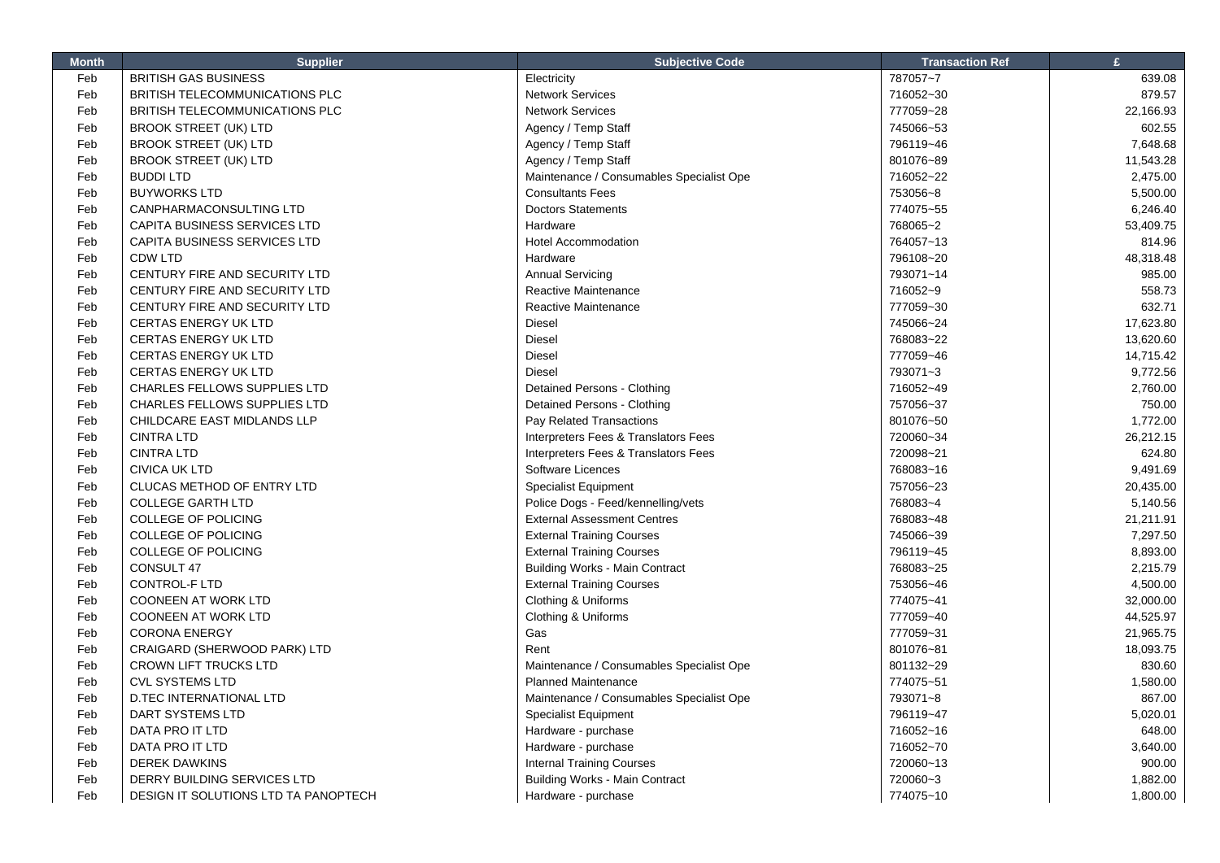| Month | Supplier | Subjective Code | Transaction Ref | £ |
| --- | --- | --- | --- | --- |
| Feb | BRITISH GAS BUSINESS | Electricity | 787057~7 | 639.08 |
| Feb | BRITISH TELECOMMUNICATIONS PLC | Network Services | 716052~30 | 879.57 |
| Feb | BRITISH TELECOMMUNICATIONS PLC | Network Services | 777059~28 | 22,166.93 |
| Feb | BROOK STREET (UK) LTD | Agency / Temp Staff | 745066~53 | 602.55 |
| Feb | BROOK STREET (UK) LTD | Agency / Temp Staff | 796119~46 | 7,648.68 |
| Feb | BROOK STREET (UK) LTD | Agency / Temp Staff | 801076~89 | 11,543.28 |
| Feb | BUDDI LTD | Maintenance / Consumables Specialist Ope | 716052~22 | 2,475.00 |
| Feb | BUYWORKS LTD | Consultants Fees | 753056~8 | 5,500.00 |
| Feb | CANPHARMACONSULTING LTD | Doctors Statements | 774075~55 | 6,246.40 |
| Feb | CAPITA BUSINESS SERVICES LTD | Hardware | 768065~2 | 53,409.75 |
| Feb | CAPITA BUSINESS SERVICES LTD | Hotel Accommodation | 764057~13 | 814.96 |
| Feb | CDW LTD | Hardware | 796108~20 | 48,318.48 |
| Feb | CENTURY FIRE AND SECURITY LTD | Annual Servicing | 793071~14 | 985.00 |
| Feb | CENTURY FIRE AND SECURITY LTD | Reactive Maintenance | 716052~9 | 558.73 |
| Feb | CENTURY FIRE AND SECURITY LTD | Reactive Maintenance | 777059~30 | 632.71 |
| Feb | CERTAS ENERGY UK LTD | Diesel | 745066~24 | 17,623.80 |
| Feb | CERTAS ENERGY UK LTD | Diesel | 768083~22 | 13,620.60 |
| Feb | CERTAS ENERGY UK LTD | Diesel | 777059~46 | 14,715.42 |
| Feb | CERTAS ENERGY UK LTD | Diesel | 793071~3 | 9,772.56 |
| Feb | CHARLES FELLOWS SUPPLIES LTD | Detained Persons - Clothing | 716052~49 | 2,760.00 |
| Feb | CHARLES FELLOWS SUPPLIES LTD | Detained Persons - Clothing | 757056~37 | 750.00 |
| Feb | CHILDCARE EAST MIDLANDS LLP | Pay Related Transactions | 801076~50 | 1,772.00 |
| Feb | CINTRA LTD | Interpreters Fees & Translators Fees | 720060~34 | 26,212.15 |
| Feb | CINTRA LTD | Interpreters Fees & Translators Fees | 720098~21 | 624.80 |
| Feb | CIVICA UK LTD | Software Licences | 768083~16 | 9,491.69 |
| Feb | CLUCAS METHOD OF ENTRY LTD | Specialist Equipment | 757056~23 | 20,435.00 |
| Feb | COLLEGE GARTH LTD | Police Dogs - Feed/kennelling/vets | 768083~4 | 5,140.56 |
| Feb | COLLEGE OF POLICING | External Assessment Centres | 768083~48 | 21,211.91 |
| Feb | COLLEGE OF POLICING | External Training Courses | 745066~39 | 7,297.50 |
| Feb | COLLEGE OF POLICING | External Training Courses | 796119~45 | 8,893.00 |
| Feb | CONSULT 47 | Building Works - Main Contract | 768083~25 | 2,215.79 |
| Feb | CONTROL-F LTD | External Training Courses | 753056~46 | 4,500.00 |
| Feb | COONEEN AT WORK LTD | Clothing & Uniforms | 774075~41 | 32,000.00 |
| Feb | COONEEN AT WORK LTD | Clothing & Uniforms | 777059~40 | 44,525.97 |
| Feb | CORONA ENERGY | Gas | 777059~31 | 21,965.75 |
| Feb | CRAIGARD (SHERWOOD PARK) LTD | Rent | 801076~81 | 18,093.75 |
| Feb | CROWN LIFT TRUCKS LTD | Maintenance / Consumables Specialist Ope | 801132~29 | 830.60 |
| Feb | CVL SYSTEMS LTD | Planned Maintenance | 774075~51 | 1,580.00 |
| Feb | D.TEC INTERNATIONAL LTD | Maintenance / Consumables Specialist Ope | 793071~8 | 867.00 |
| Feb | DART SYSTEMS LTD | Specialist Equipment | 796119~47 | 5,020.01 |
| Feb | DATA PRO IT LTD | Hardware - purchase | 716052~16 | 648.00 |
| Feb | DATA PRO IT LTD | Hardware - purchase | 716052~70 | 3,640.00 |
| Feb | DEREK DAWKINS | Internal Training Courses | 720060~13 | 900.00 |
| Feb | DERRY BUILDING SERVICES LTD | Building Works - Main Contract | 720060~3 | 1,882.00 |
| Feb | DESIGN IT SOLUTIONS LTD TA PANOPTECH | Hardware - purchase | 774075~10 | 1,800.00 |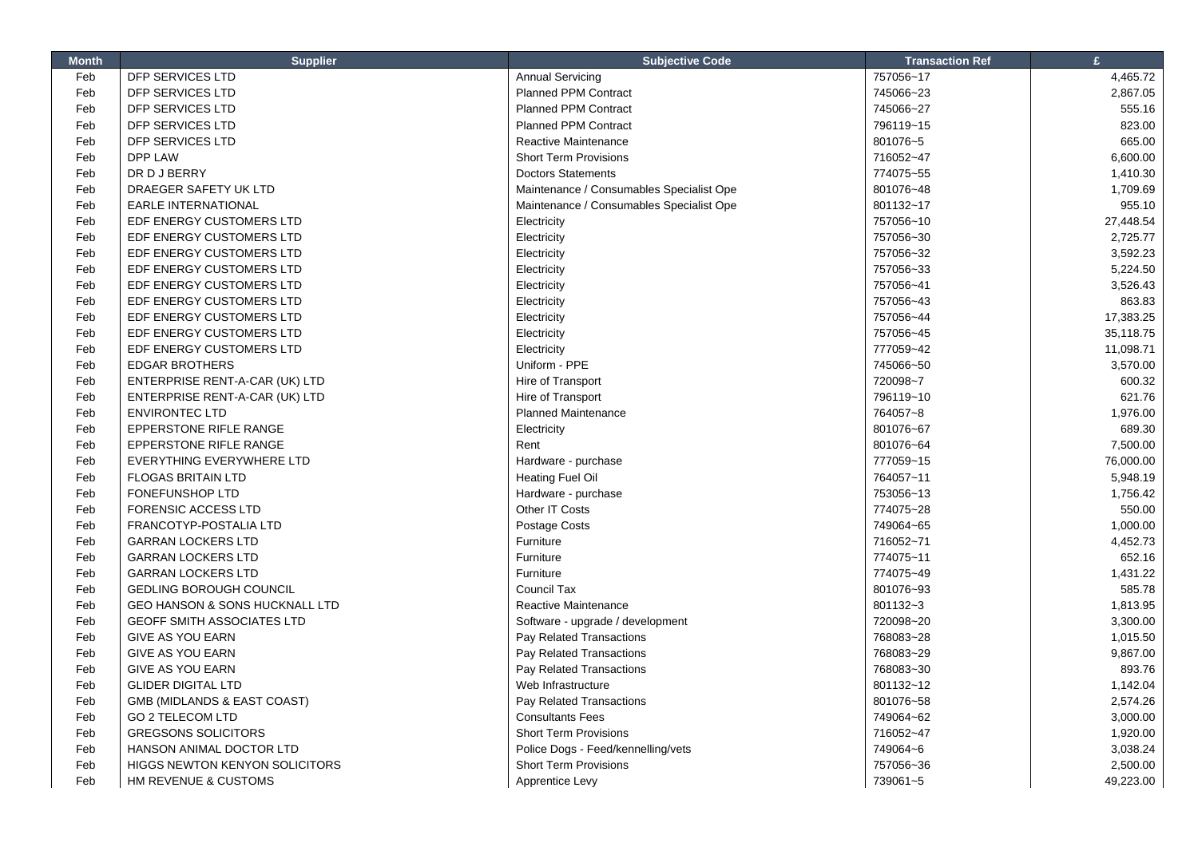| Month | Supplier | Subjective Code | Transaction Ref | £ |
|---|---|---|---|---|
| Feb | DFP SERVICES LTD | Annual Servicing | 757056~17 | 4,465.72 |
| Feb | DFP SERVICES LTD | Planned PPM Contract | 745066~23 | 2,867.05 |
| Feb | DFP SERVICES LTD | Planned PPM Contract | 745066~27 | 555.16 |
| Feb | DFP SERVICES LTD | Planned PPM Contract | 796119~15 | 823.00 |
| Feb | DFP SERVICES LTD | Reactive Maintenance | 801076~5 | 665.00 |
| Feb | DPP LAW | Short Term Provisions | 716052~47 | 6,600.00 |
| Feb | DR D J BERRY | Doctors Statements | 774075~55 | 1,410.30 |
| Feb | DRAEGER SAFETY UK LTD | Maintenance / Consumables Specialist Ope | 801076~48 | 1,709.69 |
| Feb | EARLE INTERNATIONAL | Maintenance / Consumables Specialist Ope | 801132~17 | 955.10 |
| Feb | EDF ENERGY CUSTOMERS LTD | Electricity | 757056~10 | 27,448.54 |
| Feb | EDF ENERGY CUSTOMERS LTD | Electricity | 757056~30 | 2,725.77 |
| Feb | EDF ENERGY CUSTOMERS LTD | Electricity | 757056~32 | 3,592.23 |
| Feb | EDF ENERGY CUSTOMERS LTD | Electricity | 757056~33 | 5,224.50 |
| Feb | EDF ENERGY CUSTOMERS LTD | Electricity | 757056~41 | 3,526.43 |
| Feb | EDF ENERGY CUSTOMERS LTD | Electricity | 757056~43 | 863.83 |
| Feb | EDF ENERGY CUSTOMERS LTD | Electricity | 757056~44 | 17,383.25 |
| Feb | EDF ENERGY CUSTOMERS LTD | Electricity | 757056~45 | 35,118.75 |
| Feb | EDF ENERGY CUSTOMERS LTD | Electricity | 777059~42 | 11,098.71 |
| Feb | EDGAR BROTHERS | Uniform - PPE | 745066~50 | 3,570.00 |
| Feb | ENTERPRISE RENT-A-CAR (UK) LTD | Hire of Transport | 720098~7 | 600.32 |
| Feb | ENTERPRISE RENT-A-CAR (UK) LTD | Hire of Transport | 796119~10 | 621.76 |
| Feb | ENVIRONTEC LTD | Planned Maintenance | 764057~8 | 1,976.00 |
| Feb | EPPERSTONE RIFLE RANGE | Electricity | 801076~67 | 689.30 |
| Feb | EPPERSTONE RIFLE RANGE | Rent | 801076~64 | 7,500.00 |
| Feb | EVERYTHING EVERYWHERE LTD | Hardware - purchase | 777059~15 | 76,000.00 |
| Feb | FLOGAS BRITAIN LTD | Heating Fuel Oil | 764057~11 | 5,948.19 |
| Feb | FONEFUNSHOP LTD | Hardware - purchase | 753056~13 | 1,756.42 |
| Feb | FORENSIC ACCESS LTD | Other IT Costs | 774075~28 | 550.00 |
| Feb | FRANCOTYP-POSTALIA LTD | Postage Costs | 749064~65 | 1,000.00 |
| Feb | GARRAN LOCKERS LTD | Furniture | 716052~71 | 4,452.73 |
| Feb | GARRAN LOCKERS LTD | Furniture | 774075~11 | 652.16 |
| Feb | GARRAN LOCKERS LTD | Furniture | 774075~49 | 1,431.22 |
| Feb | GEDLING BOROUGH COUNCIL | Council Tax | 801076~93 | 585.78 |
| Feb | GEO HANSON & SONS HUCKNALL LTD | Reactive Maintenance | 801132~3 | 1,813.95 |
| Feb | GEOFF SMITH ASSOCIATES LTD | Software - upgrade / development | 720098~20 | 3,300.00 |
| Feb | GIVE AS YOU EARN | Pay Related Transactions | 768083~28 | 1,015.50 |
| Feb | GIVE AS YOU EARN | Pay Related Transactions | 768083~29 | 9,867.00 |
| Feb | GIVE AS YOU EARN | Pay Related Transactions | 768083~30 | 893.76 |
| Feb | GLIDER DIGITAL LTD | Web Infrastructure | 801132~12 | 1,142.04 |
| Feb | GMB (MIDLANDS & EAST COAST) | Pay Related Transactions | 801076~58 | 2,574.26 |
| Feb | GO 2 TELECOM LTD | Consultants Fees | 749064~62 | 3,000.00 |
| Feb | GREGSONS SOLICITORS | Short Term Provisions | 716052~47 | 1,920.00 |
| Feb | HANSON ANIMAL DOCTOR LTD | Police Dogs - Feed/kennelling/vets | 749064~6 | 3,038.24 |
| Feb | HIGGS NEWTON KENYON SOLICITORS | Short Term Provisions | 757056~36 | 2,500.00 |
| Feb | HM REVENUE & CUSTOMS | Apprentice Levy | 739061~5 | 49,223.00 |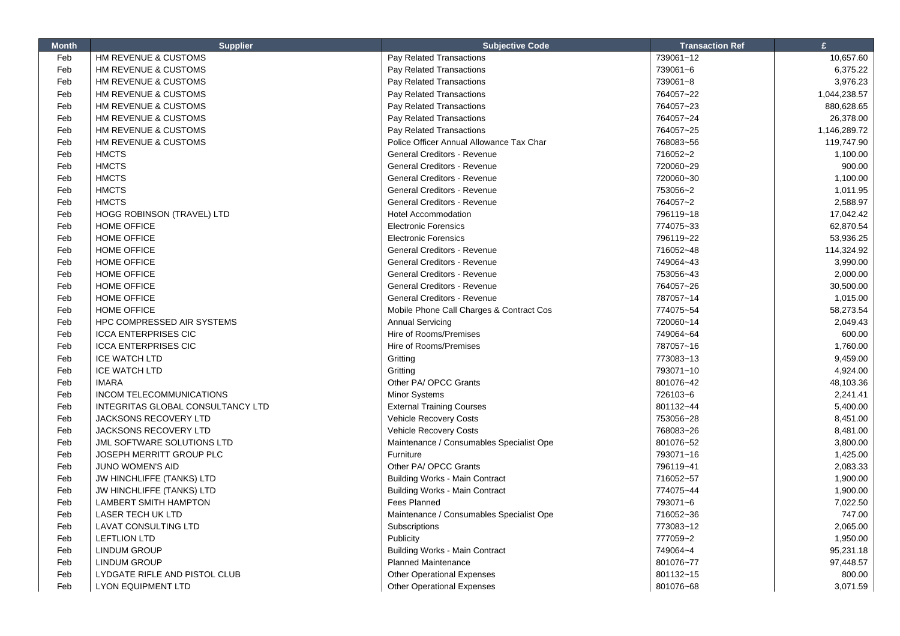| Month | Supplier | Subjective Code | Transaction Ref | £ |
|---|---|---|---|---|
| Feb | HM REVENUE & CUSTOMS | Pay Related Transactions | 739061~12 | 10,657.60 |
| Feb | HM REVENUE & CUSTOMS | Pay Related Transactions | 739061~6 | 6,375.22 |
| Feb | HM REVENUE & CUSTOMS | Pay Related Transactions | 739061~8 | 3,976.23 |
| Feb | HM REVENUE & CUSTOMS | Pay Related Transactions | 764057~22 | 1,044,238.57 |
| Feb | HM REVENUE & CUSTOMS | Pay Related Transactions | 764057~23 | 880,628.65 |
| Feb | HM REVENUE & CUSTOMS | Pay Related Transactions | 764057~24 | 26,378.00 |
| Feb | HM REVENUE & CUSTOMS | Pay Related Transactions | 764057~25 | 1,146,289.72 |
| Feb | HM REVENUE & CUSTOMS | Police Officer Annual Allowance Tax Char | 768083~56 | 119,747.90 |
| Feb | HMCTS | General Creditors - Revenue | 716052~2 | 1,100.00 |
| Feb | HMCTS | General Creditors - Revenue | 720060~29 | 900.00 |
| Feb | HMCTS | General Creditors - Revenue | 720060~30 | 1,100.00 |
| Feb | HMCTS | General Creditors - Revenue | 753056~2 | 1,011.95 |
| Feb | HMCTS | General Creditors - Revenue | 764057~2 | 2,588.97 |
| Feb | HOGG ROBINSON (TRAVEL) LTD | Hotel Accommodation | 796119~18 | 17,042.42 |
| Feb | HOME OFFICE | Electronic Forensics | 774075~33 | 62,870.54 |
| Feb | HOME OFFICE | Electronic Forensics | 796119~22 | 53,936.25 |
| Feb | HOME OFFICE | General Creditors - Revenue | 716052~48 | 114,324.92 |
| Feb | HOME OFFICE | General Creditors - Revenue | 749064~43 | 3,990.00 |
| Feb | HOME OFFICE | General Creditors - Revenue | 753056~43 | 2,000.00 |
| Feb | HOME OFFICE | General Creditors - Revenue | 764057~26 | 30,500.00 |
| Feb | HOME OFFICE | General Creditors - Revenue | 787057~14 | 1,015.00 |
| Feb | HOME OFFICE | Mobile Phone Call Charges & Contract Cos | 774075~54 | 58,273.54 |
| Feb | HPC COMPRESSED AIR SYSTEMS | Annual Servicing | 720060~14 | 2,049.43 |
| Feb | ICCA ENTERPRISES CIC | Hire of Rooms/Premises | 749064~64 | 600.00 |
| Feb | ICCA ENTERPRISES CIC | Hire of Rooms/Premises | 787057~16 | 1,760.00 |
| Feb | ICE WATCH LTD | Gritting | 773083~13 | 9,459.00 |
| Feb | ICE WATCH LTD | Gritting | 793071~10 | 4,924.00 |
| Feb | IMARA | Other PA/ OPCC Grants | 801076~42 | 48,103.36 |
| Feb | INCOM TELECOMMUNICATIONS | Minor Systems | 726103~6 | 2,241.41 |
| Feb | INTEGRITAS GLOBAL CONSULTANCY LTD | External Training Courses | 801132~44 | 5,400.00 |
| Feb | JACKSONS RECOVERY LTD | Vehicle Recovery Costs | 753056~28 | 8,451.00 |
| Feb | JACKSONS RECOVERY LTD | Vehicle Recovery Costs | 768083~26 | 8,481.00 |
| Feb | JML SOFTWARE SOLUTIONS LTD | Maintenance / Consumables Specialist Ope | 801076~52 | 3,800.00 |
| Feb | JOSEPH MERRITT GROUP PLC | Furniture | 793071~16 | 1,425.00 |
| Feb | JUNO WOMEN'S AID | Other PA/ OPCC Grants | 796119~41 | 2,083.33 |
| Feb | JW HINCHLIFFE (TANKS) LTD | Building Works - Main Contract | 716052~57 | 1,900.00 |
| Feb | JW HINCHLIFFE (TANKS) LTD | Building Works - Main Contract | 774075~44 | 1,900.00 |
| Feb | LAMBERT SMITH HAMPTON | Fees Planned | 793071~6 | 7,022.50 |
| Feb | LASER TECH UK LTD | Maintenance / Consumables Specialist Ope | 716052~36 | 747.00 |
| Feb | LAVAT CONSULTING LTD | Subscriptions | 773083~12 | 2,065.00 |
| Feb | LEFTLION LTD | Publicity | 777059~2 | 1,950.00 |
| Feb | LINDUM GROUP | Building Works - Main Contract | 749064~4 | 95,231.18 |
| Feb | LINDUM GROUP | Planned Maintenance | 801076~77 | 97,448.57 |
| Feb | LYDGATE RIFLE AND PISTOL CLUB | Other Operational Expenses | 801132~15 | 800.00 |
| Feb | LYON EQUIPMENT LTD | Other Operational Expenses | 801076~68 | 3,071.59 |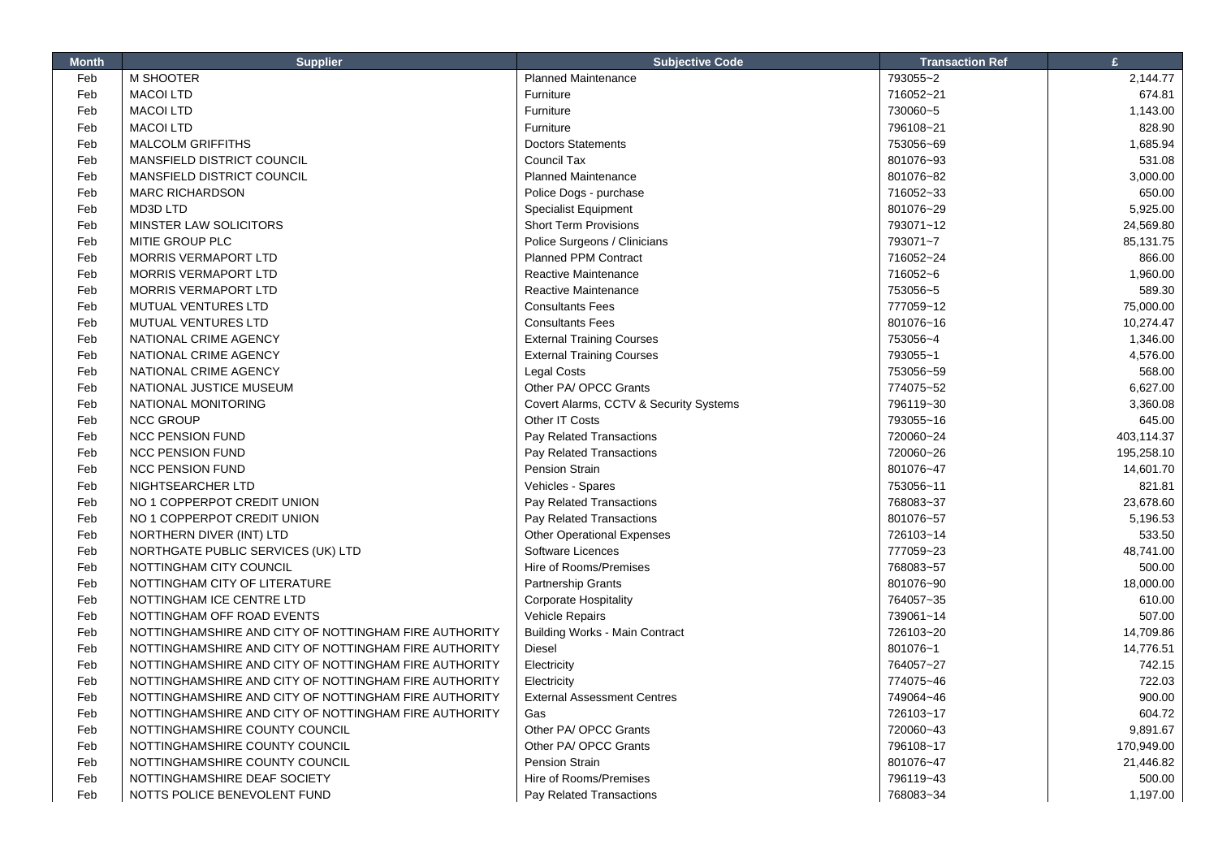| Month | Supplier | Subjective Code | Transaction Ref | £ |
|---|---|---|---|---|
| Feb | M SHOOTER | Planned Maintenance | 793055~2 | 2,144.77 |
| Feb | MACOI LTD | Furniture | 716052~21 | 674.81 |
| Feb | MACOI LTD | Furniture | 730060~5 | 1,143.00 |
| Feb | MACOI LTD | Furniture | 796108~21 | 828.90 |
| Feb | MALCOLM GRIFFITHS | Doctors Statements | 753056~69 | 1,685.94 |
| Feb | MANSFIELD DISTRICT COUNCIL | Council Tax | 801076~93 | 531.08 |
| Feb | MANSFIELD DISTRICT COUNCIL | Planned Maintenance | 801076~82 | 3,000.00 |
| Feb | MARC RICHARDSON | Police Dogs - purchase | 716052~33 | 650.00 |
| Feb | MD3D LTD | Specialist Equipment | 801076~29 | 5,925.00 |
| Feb | MINSTER LAW SOLICITORS | Short Term Provisions | 793071~12 | 24,569.80 |
| Feb | MITIE GROUP PLC | Police Surgeons / Clinicians | 793071~7 | 85,131.75 |
| Feb | MORRIS VERMAPORT LTD | Planned PPM Contract | 716052~24 | 866.00 |
| Feb | MORRIS VERMAPORT LTD | Reactive Maintenance | 716052~6 | 1,960.00 |
| Feb | MORRIS VERMAPORT LTD | Reactive Maintenance | 753056~5 | 589.30 |
| Feb | MUTUAL VENTURES LTD | Consultants Fees | 777059~12 | 75,000.00 |
| Feb | MUTUAL VENTURES LTD | Consultants Fees | 801076~16 | 10,274.47 |
| Feb | NATIONAL CRIME AGENCY | External Training Courses | 753056~4 | 1,346.00 |
| Feb | NATIONAL CRIME AGENCY | External Training Courses | 793055~1 | 4,576.00 |
| Feb | NATIONAL CRIME AGENCY | Legal Costs | 753056~59 | 568.00 |
| Feb | NATIONAL JUSTICE MUSEUM | Other PA/ OPCC Grants | 774075~52 | 6,627.00 |
| Feb | NATIONAL MONITORING | Covert Alarms, CCTV & Security Systems | 796119~30 | 3,360.08 |
| Feb | NCC GROUP | Other IT Costs | 793055~16 | 645.00 |
| Feb | NCC PENSION FUND | Pay Related Transactions | 720060~24 | 403,114.37 |
| Feb | NCC PENSION FUND | Pay Related Transactions | 720060~26 | 195,258.10 |
| Feb | NCC PENSION FUND | Pension Strain | 801076~47 | 14,601.70 |
| Feb | NIGHTSEARCHER LTD | Vehicles - Spares | 753056~11 | 821.81 |
| Feb | NO 1 COPPERPOT CREDIT UNION | Pay Related Transactions | 768083~37 | 23,678.60 |
| Feb | NO 1 COPPERPOT CREDIT UNION | Pay Related Transactions | 801076~57 | 5,196.53 |
| Feb | NORTHERN DIVER (INT) LTD | Other Operational Expenses | 726103~14 | 533.50 |
| Feb | NORTHGATE PUBLIC SERVICES (UK) LTD | Software Licences | 777059~23 | 48,741.00 |
| Feb | NOTTINGHAM CITY COUNCIL | Hire of Rooms/Premises | 768083~57 | 500.00 |
| Feb | NOTTINGHAM CITY OF LITERATURE | Partnership Grants | 801076~90 | 18,000.00 |
| Feb | NOTTINGHAM ICE CENTRE LTD | Corporate Hospitality | 764057~35 | 610.00 |
| Feb | NOTTINGHAM OFF ROAD EVENTS | Vehicle Repairs | 739061~14 | 507.00 |
| Feb | NOTTINGHAMSHIRE AND CITY OF NOTTINGHAM FIRE AUTHORITY | Building Works - Main Contract | 726103~20 | 14,709.86 |
| Feb | NOTTINGHAMSHIRE AND CITY OF NOTTINGHAM FIRE AUTHORITY | Diesel | 801076~1 | 14,776.51 |
| Feb | NOTTINGHAMSHIRE AND CITY OF NOTTINGHAM FIRE AUTHORITY | Electricity | 764057~27 | 742.15 |
| Feb | NOTTINGHAMSHIRE AND CITY OF NOTTINGHAM FIRE AUTHORITY | Electricity | 774075~46 | 722.03 |
| Feb | NOTTINGHAMSHIRE AND CITY OF NOTTINGHAM FIRE AUTHORITY | External Assessment Centres | 749064~46 | 900.00 |
| Feb | NOTTINGHAMSHIRE AND CITY OF NOTTINGHAM FIRE AUTHORITY | Gas | 726103~17 | 604.72 |
| Feb | NOTTINGHAMSHIRE COUNTY COUNCIL | Other PA/ OPCC Grants | 720060~43 | 9,891.67 |
| Feb | NOTTINGHAMSHIRE COUNTY COUNCIL | Other PA/ OPCC Grants | 796108~17 | 170,949.00 |
| Feb | NOTTINGHAMSHIRE COUNTY COUNCIL | Pension Strain | 801076~47 | 21,446.82 |
| Feb | NOTTINGHAMSHIRE DEAF SOCIETY | Hire of Rooms/Premises | 796119~43 | 500.00 |
| Feb | NOTTS POLICE BENEVOLENT FUND | Pay Related Transactions | 768083~34 | 1,197.00 |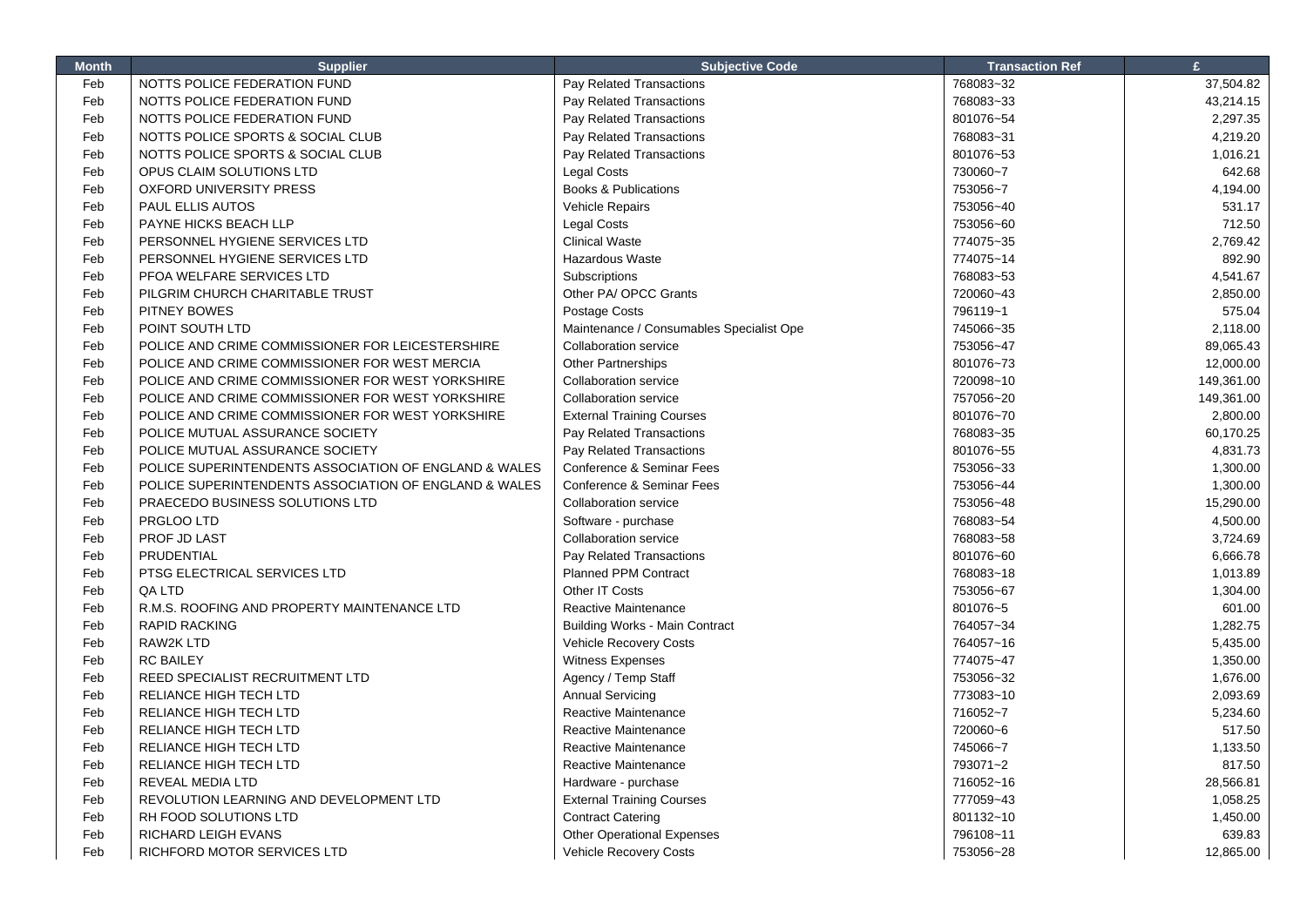| Month | Supplier | Subjective Code | Transaction Ref | £ |
|---|---|---|---|---|
| Feb | NOTTS POLICE FEDERATION FUND | Pay Related Transactions | 768083~32 | 37,504.82 |
| Feb | NOTTS POLICE FEDERATION FUND | Pay Related Transactions | 768083~33 | 43,214.15 |
| Feb | NOTTS POLICE FEDERATION FUND | Pay Related Transactions | 801076~54 | 2,297.35 |
| Feb | NOTTS POLICE SPORTS & SOCIAL CLUB | Pay Related Transactions | 768083~31 | 4,219.20 |
| Feb | NOTTS POLICE SPORTS & SOCIAL CLUB | Pay Related Transactions | 801076~53 | 1,016.21 |
| Feb | OPUS CLAIM SOLUTIONS LTD | Legal Costs | 730060~7 | 642.68 |
| Feb | OXFORD UNIVERSITY PRESS | Books & Publications | 753056~7 | 4,194.00 |
| Feb | PAUL ELLIS AUTOS | Vehicle Repairs | 753056~40 | 531.17 |
| Feb | PAYNE HICKS BEACH LLP | Legal Costs | 753056~60 | 712.50 |
| Feb | PERSONNEL HYGIENE SERVICES LTD | Clinical Waste | 774075~35 | 2,769.42 |
| Feb | PERSONNEL HYGIENE SERVICES LTD | Hazardous Waste | 774075~14 | 892.90 |
| Feb | PFOA WELFARE SERVICES LTD | Subscriptions | 768083~53 | 4,541.67 |
| Feb | PILGRIM CHURCH CHARITABLE TRUST | Other PA/ OPCC Grants | 720060~43 | 2,850.00 |
| Feb | PITNEY BOWES | Postage Costs | 796119~1 | 575.04 |
| Feb | POINT SOUTH LTD | Maintenance / Consumables Specialist Ope | 745066~35 | 2,118.00 |
| Feb | POLICE AND CRIME COMMISSIONER FOR LEICESTERSHIRE | Collaboration service | 753056~47 | 89,065.43 |
| Feb | POLICE AND CRIME COMMISSIONER FOR WEST MERCIA | Other Partnerships | 801076~73 | 12,000.00 |
| Feb | POLICE AND CRIME COMMISSIONER FOR WEST YORKSHIRE | Collaboration service | 720098~10 | 149,361.00 |
| Feb | POLICE AND CRIME COMMISSIONER FOR WEST YORKSHIRE | Collaboration service | 757056~20 | 149,361.00 |
| Feb | POLICE AND CRIME COMMISSIONER FOR WEST YORKSHIRE | External Training Courses | 801076~70 | 2,800.00 |
| Feb | POLICE MUTUAL ASSURANCE SOCIETY | Pay Related Transactions | 768083~35 | 60,170.25 |
| Feb | POLICE MUTUAL ASSURANCE SOCIETY | Pay Related Transactions | 801076~55 | 4,831.73 |
| Feb | POLICE SUPERINTENDENTS ASSOCIATION OF ENGLAND & WALES | Conference & Seminar Fees | 753056~33 | 1,300.00 |
| Feb | POLICE SUPERINTENDENTS ASSOCIATION OF ENGLAND & WALES | Conference & Seminar Fees | 753056~44 | 1,300.00 |
| Feb | PRAECEDO BUSINESS SOLUTIONS LTD | Collaboration service | 753056~48 | 15,290.00 |
| Feb | PRGLOO LTD | Software - purchase | 768083~54 | 4,500.00 |
| Feb | PROF JD LAST | Collaboration service | 768083~58 | 3,724.69 |
| Feb | PRUDENTIAL | Pay Related Transactions | 801076~60 | 6,666.78 |
| Feb | PTSG ELECTRICAL SERVICES LTD | Planned PPM Contract | 768083~18 | 1,013.89 |
| Feb | QA LTD | Other IT Costs | 753056~67 | 1,304.00 |
| Feb | R.M.S. ROOFING AND PROPERTY MAINTENANCE LTD | Reactive Maintenance | 801076~5 | 601.00 |
| Feb | RAPID RACKING | Building Works - Main Contract | 764057~34 | 1,282.75 |
| Feb | RAW2K LTD | Vehicle Recovery Costs | 764057~16 | 5,435.00 |
| Feb | RC BAILEY | Witness Expenses | 774075~47 | 1,350.00 |
| Feb | REED SPECIALIST RECRUITMENT LTD | Agency / Temp Staff | 753056~32 | 1,676.00 |
| Feb | RELIANCE HIGH TECH LTD | Annual Servicing | 773083~10 | 2,093.69 |
| Feb | RELIANCE HIGH TECH LTD | Reactive Maintenance | 716052~7 | 5,234.60 |
| Feb | RELIANCE HIGH TECH LTD | Reactive Maintenance | 720060~6 | 517.50 |
| Feb | RELIANCE HIGH TECH LTD | Reactive Maintenance | 745066~7 | 1,133.50 |
| Feb | RELIANCE HIGH TECH LTD | Reactive Maintenance | 793071~2 | 817.50 |
| Feb | REVEAL MEDIA LTD | Hardware - purchase | 716052~16 | 28,566.81 |
| Feb | REVOLUTION LEARNING AND DEVELOPMENT LTD | External Training Courses | 777059~43 | 1,058.25 |
| Feb | RH FOOD SOLUTIONS LTD | Contract Catering | 801132~10 | 1,450.00 |
| Feb | RICHARD LEIGH EVANS | Other Operational Expenses | 796108~11 | 639.83 |
| Feb | RICHFORD MOTOR SERVICES LTD | Vehicle Recovery Costs | 753056~28 | 12,865.00 |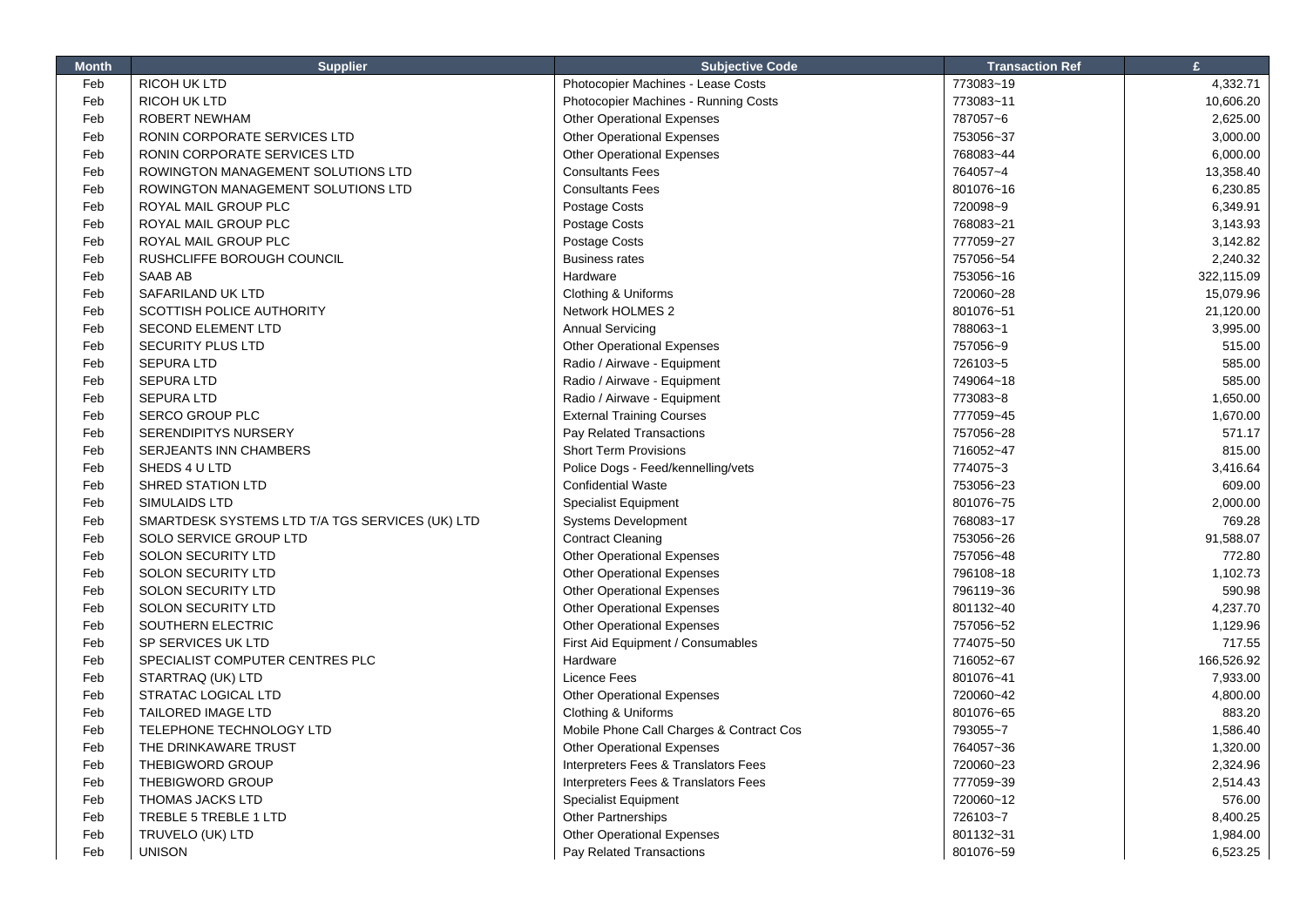| Month | Supplier | Subjective Code | Transaction Ref | £ |
|---|---|---|---|---|
| Feb | RICOH UK LTD | Photocopier Machines - Lease Costs | 773083~19 | 4,332.71 |
| Feb | RICOH UK LTD | Photocopier Machines - Running Costs | 773083~11 | 10,606.20 |
| Feb | ROBERT NEWHAM | Other Operational Expenses | 787057~6 | 2,625.00 |
| Feb | RONIN CORPORATE SERVICES LTD | Other Operational Expenses | 753056~37 | 3,000.00 |
| Feb | RONIN CORPORATE SERVICES LTD | Other Operational Expenses | 768083~44 | 6,000.00 |
| Feb | ROWINGTON MANAGEMENT SOLUTIONS LTD | Consultants Fees | 764057~4 | 13,358.40 |
| Feb | ROWINGTON MANAGEMENT SOLUTIONS LTD | Consultants Fees | 801076~16 | 6,230.85 |
| Feb | ROYAL MAIL GROUP PLC | Postage Costs | 720098~9 | 6,349.91 |
| Feb | ROYAL MAIL GROUP PLC | Postage Costs | 768083~21 | 3,143.93 |
| Feb | ROYAL MAIL GROUP PLC | Postage Costs | 777059~27 | 3,142.82 |
| Feb | RUSHCLIFFE BOROUGH COUNCIL | Business rates | 757056~54 | 2,240.32 |
| Feb | SAAB AB | Hardware | 753056~16 | 322,115.09 |
| Feb | SAFARILAND UK LTD | Clothing & Uniforms | 720060~28 | 15,079.96 |
| Feb | SCOTTISH POLICE AUTHORITY | Network HOLMES 2 | 801076~51 | 21,120.00 |
| Feb | SECOND ELEMENT LTD | Annual Servicing | 788063~1 | 3,995.00 |
| Feb | SECURITY PLUS LTD | Other Operational Expenses | 757056~9 | 515.00 |
| Feb | SEPURA LTD | Radio / Airwave - Equipment | 726103~5 | 585.00 |
| Feb | SEPURA LTD | Radio / Airwave - Equipment | 749064~18 | 585.00 |
| Feb | SEPURA LTD | Radio / Airwave - Equipment | 773083~8 | 1,650.00 |
| Feb | SERCO GROUP PLC | External Training Courses | 777059~45 | 1,670.00 |
| Feb | SERENDIPITYS NURSERY | Pay Related Transactions | 757056~28 | 571.17 |
| Feb | SERJEANTS INN CHAMBERS | Short Term Provisions | 716052~47 | 815.00 |
| Feb | SHEDS 4 U LTD | Police Dogs - Feed/kennelling/vets | 774075~3 | 3,416.64 |
| Feb | SHRED STATION LTD | Confidential Waste | 753056~23 | 609.00 |
| Feb | SIMULAIDS LTD | Specialist Equipment | 801076~75 | 2,000.00 |
| Feb | SMARTDESK SYSTEMS LTD T/A TGS SERVICES (UK) LTD | Systems Development | 768083~17 | 769.28 |
| Feb | SOLO SERVICE GROUP LTD | Contract Cleaning | 753056~26 | 91,588.07 |
| Feb | SOLON SECURITY LTD | Other Operational Expenses | 757056~48 | 772.80 |
| Feb | SOLON SECURITY LTD | Other Operational Expenses | 796108~18 | 1,102.73 |
| Feb | SOLON SECURITY LTD | Other Operational Expenses | 796119~36 | 590.98 |
| Feb | SOLON SECURITY LTD | Other Operational Expenses | 801132~40 | 4,237.70 |
| Feb | SOUTHERN ELECTRIC | Other Operational Expenses | 757056~52 | 1,129.96 |
| Feb | SP SERVICES UK LTD | First Aid Equipment / Consumables | 774075~50 | 717.55 |
| Feb | SPECIALIST COMPUTER CENTRES PLC | Hardware | 716052~67 | 166,526.92 |
| Feb | STARTRAQ (UK) LTD | Licence Fees | 801076~41 | 7,933.00 |
| Feb | STRATAC LOGICAL LTD | Other Operational Expenses | 720060~42 | 4,800.00 |
| Feb | TAILORED IMAGE LTD | Clothing & Uniforms | 801076~65 | 883.20 |
| Feb | TELEPHONE TECHNOLOGY LTD | Mobile Phone Call Charges & Contract Cos | 793055~7 | 1,586.40 |
| Feb | THE DRINKAWARE TRUST | Other Operational Expenses | 764057~36 | 1,320.00 |
| Feb | THEBIGWORD GROUP | Interpreters Fees & Translators Fees | 720060~23 | 2,324.96 |
| Feb | THEBIGWORD GROUP | Interpreters Fees & Translators Fees | 777059~39 | 2,514.43 |
| Feb | THOMAS JACKS LTD | Specialist Equipment | 720060~12 | 576.00 |
| Feb | TREBLE 5 TREBLE 1 LTD | Other Partnerships | 726103~7 | 8,400.25 |
| Feb | TRUVELO (UK) LTD | Other Operational Expenses | 801132~31 | 1,984.00 |
| Feb | UNISON | Pay Related Transactions | 801076~59 | 6,523.25 |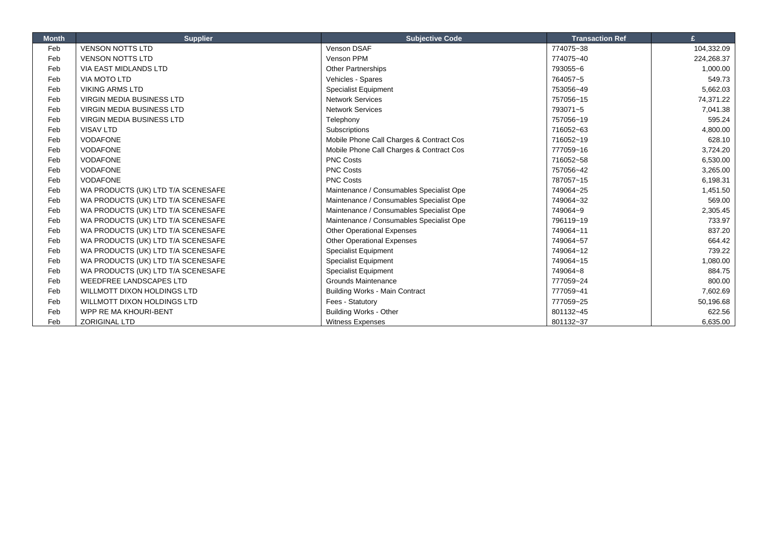| Month | Supplier | Subjective Code | Transaction Ref | £ |
|---|---|---|---|---|
| Feb | VENSON NOTTS LTD | Venson DSAF | 774075~38 | 104,332.09 |
| Feb | VENSON NOTTS LTD | Venson PPM | 774075~40 | 224,268.37 |
| Feb | VIA EAST MIDLANDS LTD | Other Partnerships | 793055~6 | 1,000.00 |
| Feb | VIA MOTO LTD | Vehicles - Spares | 764057~5 | 549.73 |
| Feb | VIKING ARMS LTD | Specialist Equipment | 753056~49 | 5,662.03 |
| Feb | VIRGIN MEDIA BUSINESS LTD | Network Services | 757056~15 | 74,371.22 |
| Feb | VIRGIN MEDIA BUSINESS LTD | Network Services | 793071~5 | 7,041.38 |
| Feb | VIRGIN MEDIA BUSINESS LTD | Telephony | 757056~19 | 595.24 |
| Feb | VISAV LTD | Subscriptions | 716052~63 | 4,800.00 |
| Feb | VODAFONE | Mobile Phone Call Charges & Contract Cos | 716052~19 | 628.10 |
| Feb | VODAFONE | Mobile Phone Call Charges & Contract Cos | 777059~16 | 3,724.20 |
| Feb | VODAFONE | PNC Costs | 716052~58 | 6,530.00 |
| Feb | VODAFONE | PNC Costs | 757056~42 | 3,265.00 |
| Feb | VODAFONE | PNC Costs | 787057~15 | 6,198.31 |
| Feb | WA PRODUCTS (UK) LTD T/A SCENESAFE | Maintenance / Consumables Specialist Ope | 749064~25 | 1,451.50 |
| Feb | WA PRODUCTS (UK) LTD T/A SCENESAFE | Maintenance / Consumables Specialist Ope | 749064~32 | 569.00 |
| Feb | WA PRODUCTS (UK) LTD T/A SCENESAFE | Maintenance / Consumables Specialist Ope | 749064~9 | 2,305.45 |
| Feb | WA PRODUCTS (UK) LTD T/A SCENESAFE | Maintenance / Consumables Specialist Ope | 796119~19 | 733.97 |
| Feb | WA PRODUCTS (UK) LTD T/A SCENESAFE | Other Operational Expenses | 749064~11 | 837.20 |
| Feb | WA PRODUCTS (UK) LTD T/A SCENESAFE | Other Operational Expenses | 749064~57 | 664.42 |
| Feb | WA PRODUCTS (UK) LTD T/A SCENESAFE | Specialist Equipment | 749064~12 | 739.22 |
| Feb | WA PRODUCTS (UK) LTD T/A SCENESAFE | Specialist Equipment | 749064~15 | 1,080.00 |
| Feb | WA PRODUCTS (UK) LTD T/A SCENESAFE | Specialist Equipment | 749064~8 | 884.75 |
| Feb | WEEDFREE LANDSCAPES LTD | Grounds Maintenance | 777059~24 | 800.00 |
| Feb | WILLMOTT DIXON HOLDINGS LTD | Building Works - Main Contract | 777059~41 | 7,602.69 |
| Feb | WILLMOTT DIXON HOLDINGS LTD | Fees - Statutory | 777059~25 | 50,196.68 |
| Feb | WPP RE MA KHOURI-BENT | Building Works - Other | 801132~45 | 622.56 |
| Feb | ZORIGINAL LTD | Witness Expenses | 801132~37 | 6,635.00 |